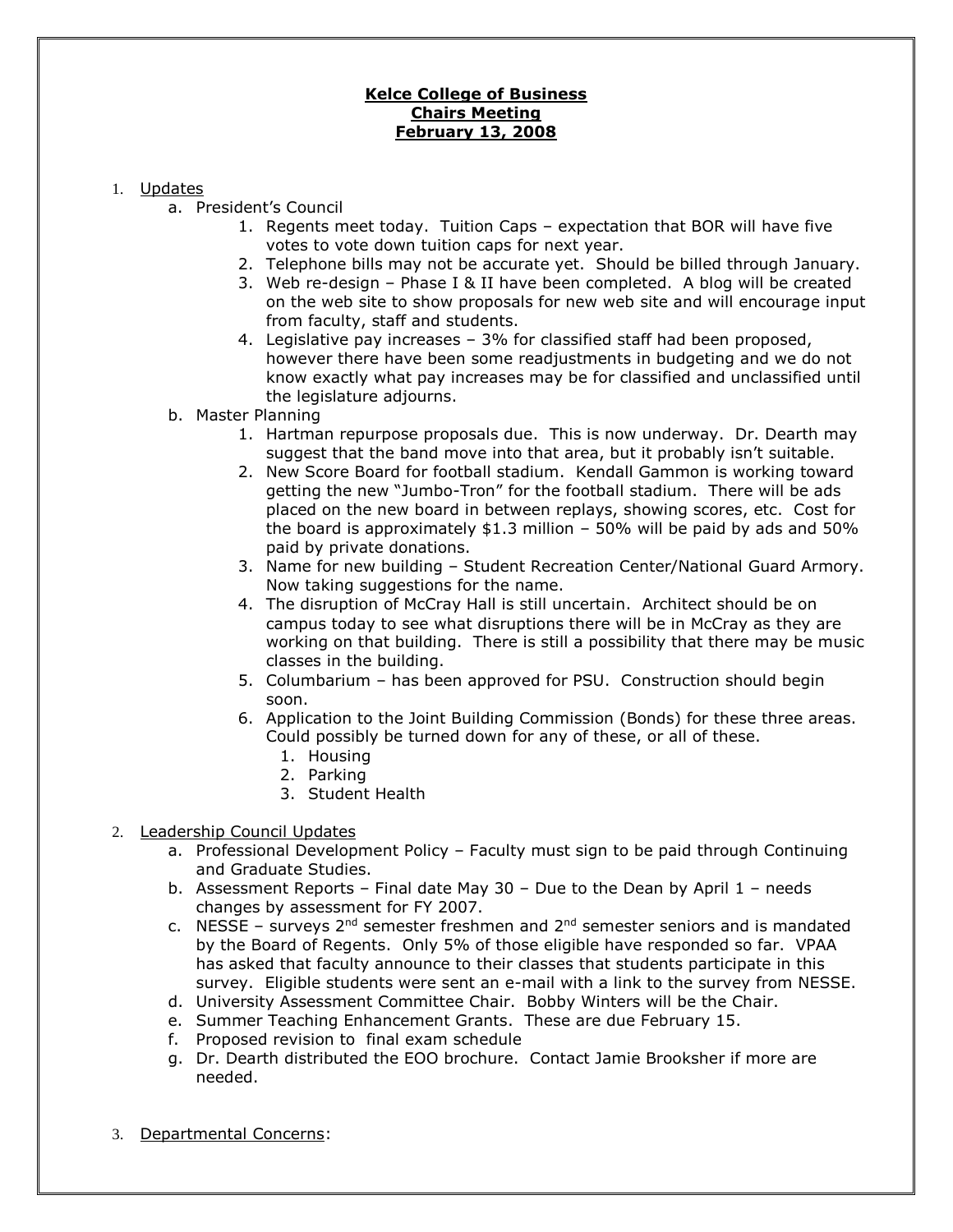**Kelce College of Business**
**Chairs Meeting**
**February 13, 2008**

1. Updates
   a. President's Council
      1. Regents meet today. Tuition Caps – expectation that BOR will have five votes to vote down tuition caps for next year.
      2. Telephone bills may not be accurate yet. Should be billed through January.
      3. Web re-design – Phase I & II have been completed. A blog will be created on the web site to show proposals for new web site and will encourage input from faculty, staff and students.
      4. Legislative pay increases – 3% for classified staff had been proposed, however there have been some readjustments in budgeting and we do not know exactly what pay increases may be for classified and unclassified until the legislature adjourns.

   b. Master Planning
      1. Hartman repurpose proposals due. This is now underway. Dr. Dearth may suggest that the band move into that area, but it probably isn't suitable.
      2. New Score Board for football stadium. Kendall Gammon is working toward getting the new "Jumbo-Tron" for the football stadium. There will be ads placed on the new board in between replays, showing scores, etc. Cost for the board is approximately $1.3 million – 50% will be paid by ads and 50% paid by private donations.
      3. Name for new building – Student Recreation Center/National Guard Armory. Now taking suggestions for the name.
      4. The disruption of McCray Hall is still uncertain. Architect should be on campus today to see what disruptions there will be in McCray as they are working on that building. There is still a possibility that there may be music classes in the building.
      5. Columbarium – has been approved for PSU. Construction should begin soon.
      6. Application to the Joint Building Commission (Bonds) for these three areas. Could possibly be turned down for any of these, or all of these.
         1. Housing
         2. Parking
         3. Student Health

2. Leadership Council Updates
   a. Professional Development Policy – Faculty must sign to be paid through Continuing and Graduate Studies.
   b. Assessment Reports – Final date May 30 – Due to the Dean by April 1 – needs changes by assessment for FY 2007.
   c. NESSE – surveys 2nd semester freshmen and 2nd semester seniors and is mandated by the Board of Regents. Only 5% of those eligible have responded so far. VPAA has asked that faculty announce to their classes that students participate in this survey. Eligible students were sent an e-mail with a link to the survey from NESSE.
   d. University Assessment Committee Chair. Bobby Winters will be the Chair.
   e. Summer Teaching Enhancement Grants. These are due February 15.
   f. Proposed revision to final exam schedule
   g. Dr. Dearth distributed the EOO brochure. Contact Jamie Brooksher if more are needed.

3. Departmental Concerns: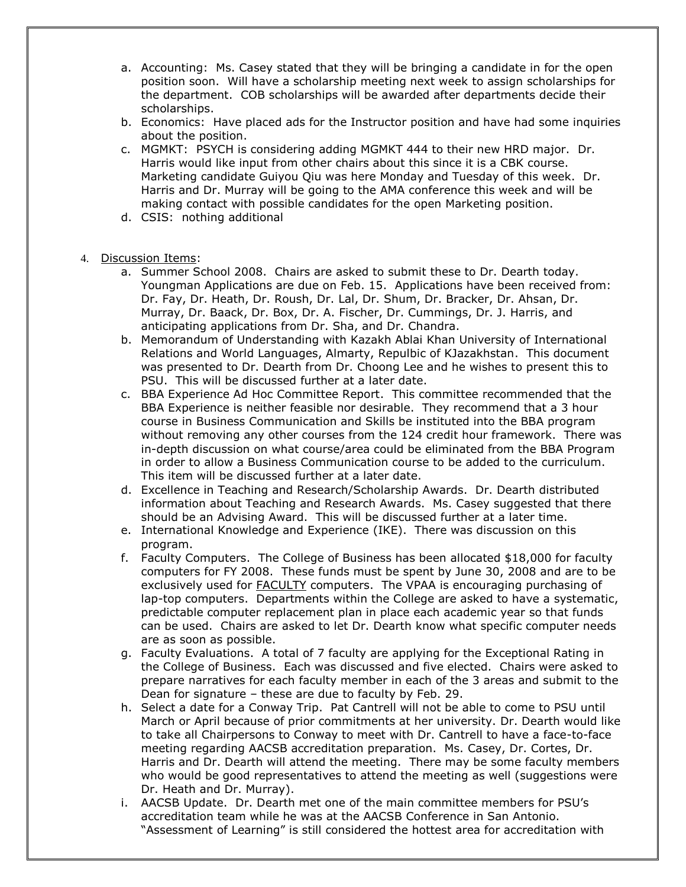a. Accounting: Ms. Casey stated that they will be bringing a candidate in for the open position soon. Will have a scholarship meeting next week to assign scholarships for the department. COB scholarships will be awarded after departments decide their scholarships.
b. Economics: Have placed ads for the Instructor position and have had some inquiries about the position.
c. MGMKT: PSYCH is considering adding MGMKT 444 to their new HRD major. Dr. Harris would like input from other chairs about this since it is a CBK course. Marketing candidate Guiyou Qiu was here Monday and Tuesday of this week. Dr. Harris and Dr. Murray will be going to the AMA conference this week and will be making contact with possible candidates for the open Marketing position.
d. CSIS: nothing additional

4. Discussion Items:
    a. Summer School 2008. Chairs are asked to submit these to Dr. Dearth today. Youngman Applications are due on Feb. 15. Applications have been received from: Dr. Fay, Dr. Heath, Dr. Roush, Dr. Lal, Dr. Shum, Dr. Bracker, Dr. Ahsan, Dr. Murray, Dr. Baack, Dr. Box, Dr. A. Fischer, Dr. Cummings, Dr. J. Harris, and anticipating applications from Dr. Sha, and Dr. Chandra.
    b. Memorandum of Understanding with Kazakh Ablai Khan University of International Relations and World Languages, Almarty, Repulbic of KJazakhstan. This document was presented to Dr. Dearth from Dr. Choong Lee and he wishes to present this to PSU. This will be discussed further at a later date.
    c. BBA Experience Ad Hoc Committee Report. This committee recommended that the BBA Experience is neither feasible nor desirable. They recommend that a 3 hour course in Business Communication and Skills be instituted into the BBA program without removing any other courses from the 124 credit hour framework. There was in-depth discussion on what course/area could be eliminated from the BBA Program in order to allow a Business Communication course to be added to the curriculum. This item will be discussed further at a later date.
    d. Excellence in Teaching and Research/Scholarship Awards. Dr. Dearth distributed information about Teaching and Research Awards. Ms. Casey suggested that there should be an Advising Award. This will be discussed further at a later time.
    e. International Knowledge and Experience (IKE). There was discussion on this program.
    f. Faculty Computers. The College of Business has been allocated $18,000 for faculty computers for FY 2008. These funds must be spent by June 30, 2008 and are to be exclusively used for <u>FACULTY</u> computers. The VPAA is encouraging purchasing of lap-top computers. Departments within the College are asked to have a systematic, predictable computer replacement plan in place each academic year so that funds can be used. Chairs are asked to let Dr. Dearth know what specific computer needs are as soon as possible.
    g. Faculty Evaluations. A total of 7 faculty are applying for the Exceptional Rating in the College of Business. Each was discussed and five elected. Chairs were asked to prepare narratives for each faculty member in each of the 3 areas and submit to the Dean for signature – these are due to faculty by Feb. 29.
    h. Select a date for a Conway Trip. Pat Cantrell will not be able to come to PSU until March or April because of prior commitments at her university. Dr. Dearth would like to take all Chairpersons to Conway to meet with Dr. Cantrell to have a face-to-face meeting regarding AACSB accreditation preparation. Ms. Casey, Dr. Cortes, Dr. Harris and Dr. Dearth will attend the meeting. There may be some faculty members who would be good representatives to attend the meeting as well (suggestions were Dr. Heath and Dr. Murray).
    i. AACSB Update. Dr. Dearth met one of the main committee members for PSU's accreditation team while he was at the AACSB Conference in San Antonio. "Assessment of Learning" is still considered the hottest area for accreditation with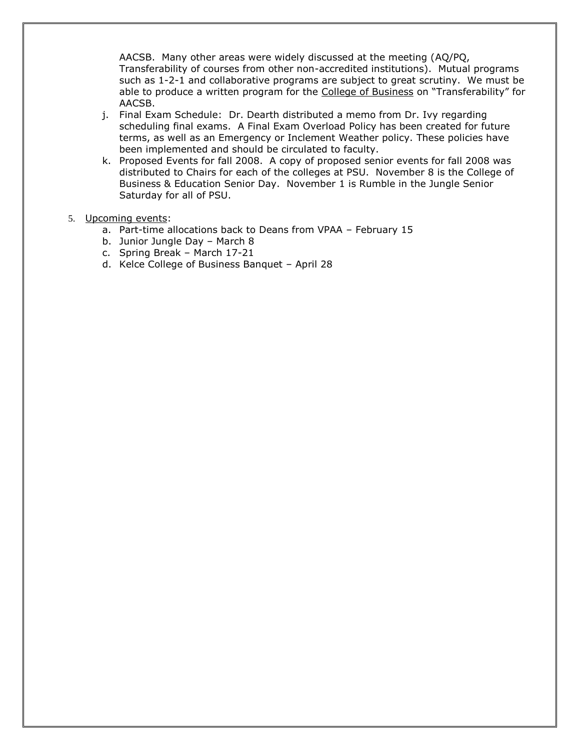AACSB. Many other areas were widely discussed at the meeting (AQ/PQ, Transferability of courses from other non-accredited institutions). Mutual programs such as 1-2-1 and collaborative programs are subject to great scrutiny. We must be able to produce a written program for the <u>College of Business</u> on "Transferability" for AACSB.

j. Final Exam Schedule: Dr. Dearth distributed a memo from Dr. Ivy regarding scheduling final exams. A Final Exam Overload Policy has been created for future terms, as well as an Emergency or Inclement Weather policy. These policies have been implemented and should be circulated to faculty.

k. Proposed Events for fall 2008. A copy of proposed senior events for fall 2008 was distributed to Chairs for each of the colleges at PSU. November 8 is the College of Business & Education Senior Day. November 1 is Rumble in the Jungle Senior Saturday for all of PSU.

5. <u>Upcoming events</u>:
   a. Part-time allocations back to Deans from VPAA – February 15
   b. Junior Jungle Day – March 8
   c. Spring Break – March 17-21
   d. Kelce College of Business Banquet – April 28